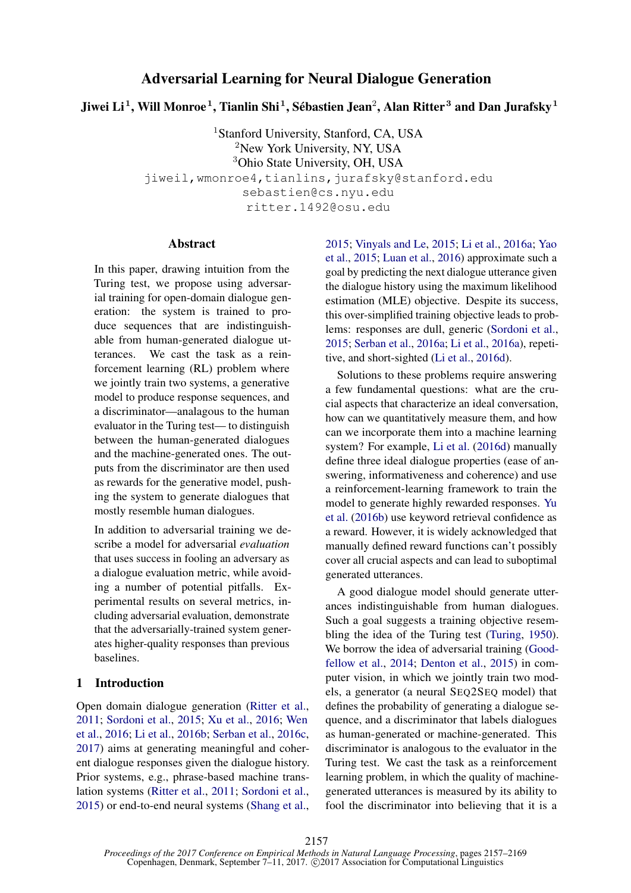# Adversarial Learning for Neural Dialogue Generation

**Jiwei Li[1], Will Monroe[1], Tianlin Shi[1], Sébastien Jean[2], Alan Ritter[3] and Dan Jurafsky[1]**

[1]Stanford University, Stanford, CA, USA
[2]New York University, NY, USA
[3]Ohio State University, OH, USA

jiweil,wmonroe4,tianlins,jurafsky@stanford.edu
sebastien@cs.nyu.edu
ritter.1492@osu.edu

## Abstract

In this paper, drawing intuition from the Turing test, we propose using adversarial training for open-domain dialogue generation: the system is trained to produce sequences that are indistinguishable from human-generated dialogue utterances. We cast the task as a reinforcement learning (RL) problem where we jointly train two systems, a generative model to produce response sequences, and a discriminator—analagous to the human evaluator in the Turing test— to distinguish between the human-generated dialogues and the machine-generated ones. The outputs from the discriminator are then used as rewards for the generative model, pushing the system to generate dialogues that mostly resemble human dialogues.

In addition to adversarial training we describe a model for adversarial *evaluation* that uses success in fooling an adversary as a dialogue evaluation metric, while avoiding a number of potential pitfalls. Experimental results on several metrics, including adversarial evaluation, demonstrate that the adversarially-trained system generates higher-quality responses than previous baselines.

## 1 Introduction

Open domain dialogue generation (Ritter et al., 2011; Sordoni et al., 2015; Xu et al., 2016; Wen et al., 2016; Li et al., 2016b; Serban et al., 2016c, 2017) aims at generating meaningful and coherent dialogue responses given the dialogue history. Prior systems, e.g., phrase-based machine translation systems (Ritter et al., 2011; Sordoni et al., 2015) or end-to-end neural systems (Shang et al., 2015; Vinyals and Le, 2015; Li et al., 2016a; Yao et al., 2015; Luan et al., 2016) approximate such a goal by predicting the next dialogue utterance given the dialogue history using the maximum likelihood estimation (MLE) objective. Despite its success, this over-simplified training objective leads to problems: responses are dull, generic (Sordoni et al., 2015; Serban et al., 2016a; Li et al., 2016a), repetitive, and short-sighted (Li et al., 2016d).

Solutions to these problems require answering a few fundamental questions: what are the crucial aspects that characterize an ideal conversation, how can we quantitatively measure them, and how can we incorporate them into a machine learning system? For example, Li et al. (2016d) manually define three ideal dialogue properties (ease of answering, informativeness and coherence) and use a reinforcement-learning framework to train the model to generate highly rewarded responses. Yu et al. (2016b) use keyword retrieval confidence as a reward. However, it is widely acknowledged that manually defined reward functions can't possibly cover all crucial aspects and can lead to suboptimal generated utterances.

A good dialogue model should generate utterances indistinguishable from human dialogues. Such a goal suggests a training objective resembling the idea of the Turing test (Turing, 1950). We borrow the idea of adversarial training (Goodfellow et al., 2014; Denton et al., 2015) in computer vision, in which we jointly train two models, a generator (a neural SEQ2SEQ model) that defines the probability of generating a dialogue sequence, and a discriminator that labels dialogues as human-generated or machine-generated. This discriminator is analogous to the evaluator in the Turing test. We cast the task as a reinforcement learning problem, in which the quality of machine-generated utterances is measured by its ability to fool the discriminator into believing that it is a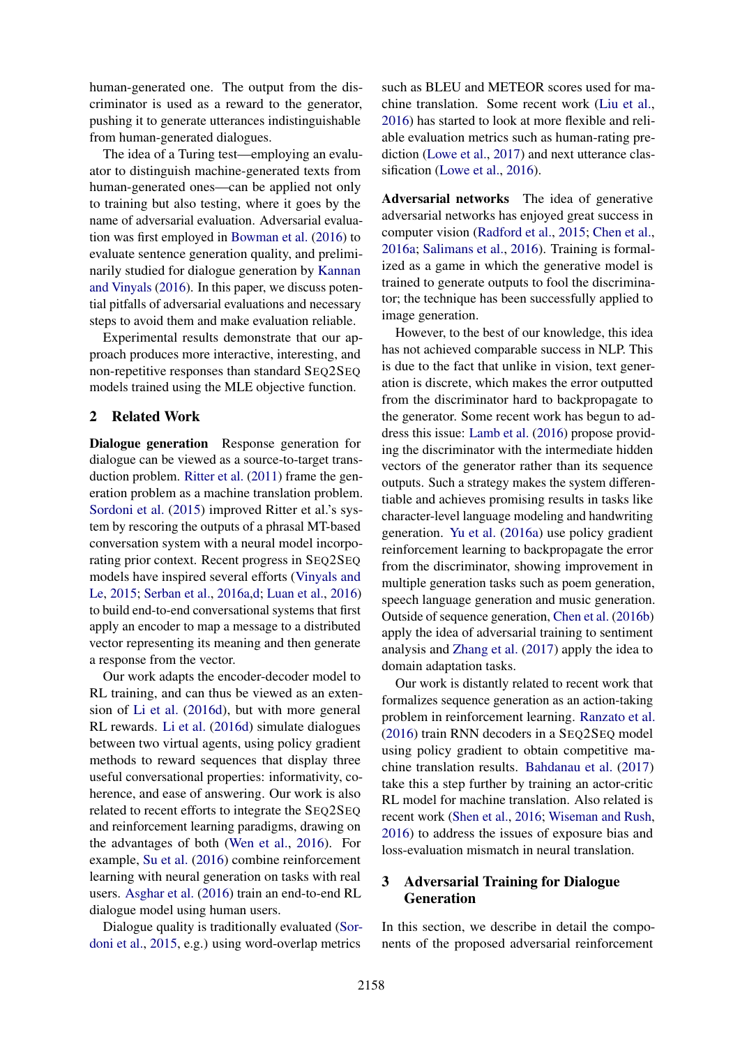human-generated one. The output from the discriminator is used as a reward to the generator, pushing it to generate utterances indistinguishable from human-generated dialogues.

The idea of a Turing test—employing an evaluator to distinguish machine-generated texts from human-generated ones—can be applied not only to training but also testing, where it goes by the name of adversarial evaluation. Adversarial evaluation was first employed in Bowman et al. (2016) to evaluate sentence generation quality, and preliminarily studied for dialogue generation by Kannan and Vinyals (2016). In this paper, we discuss potential pitfalls of adversarial evaluations and necessary steps to avoid them and make evaluation reliable.

Experimental results demonstrate that our approach produces more interactive, interesting, and non-repetitive responses than standard SEQ2SEQ models trained using the MLE objective function.

## 2 Related Work

**Dialogue generation** Response generation for dialogue can be viewed as a source-to-target transduction problem. Ritter et al. (2011) frame the generation problem as a machine translation problem. Sordoni et al. (2015) improved Ritter et al.'s system by rescoring the outputs of a phrasal MT-based conversation system with a neural model incorporating prior context. Recent progress in SEQ2SEQ models have inspired several efforts (Vinyals and Le, 2015; Serban et al., 2016a,d; Luan et al., 2016) to build end-to-end conversational systems that first apply an encoder to map a message to a distributed vector representing its meaning and then generate a response from the vector.

Our work adapts the encoder-decoder model to RL training, and can thus be viewed as an extension of Li et al. (2016d), but with more general RL rewards. Li et al. (2016d) simulate dialogues between two virtual agents, using policy gradient methods to reward sequences that display three useful conversational properties: informativity, coherence, and ease of answering. Our work is also related to recent efforts to integrate the SEQ2SEQ and reinforcement learning paradigms, drawing on the advantages of both (Wen et al., 2016). For example, Su et al. (2016) combine reinforcement learning with neural generation on tasks with real users. Asghar et al. (2016) train an end-to-end RL dialogue model using human users.

Dialogue quality is traditionally evaluated (Sordoni et al., 2015, e.g.) using word-overlap metrics such as BLEU and METEOR scores used for machine translation. Some recent work (Liu et al., 2016) has started to look at more flexible and reliable evaluation metrics such as human-rating prediction (Lowe et al., 2017) and next utterance classification (Lowe et al., 2016).

**Adversarial networks** The idea of generative adversarial networks has enjoyed great success in computer vision (Radford et al., 2015; Chen et al., 2016a; Salimans et al., 2016). Training is formalized as a game in which the generative model is trained to generate outputs to fool the discriminator; the technique has been successfully applied to image generation.

However, to the best of our knowledge, this idea has not achieved comparable success in NLP. This is due to the fact that unlike in vision, text generation is discrete, which makes the error outputted from the discriminator hard to backpropagate to the generator. Some recent work has begun to address this issue: Lamb et al. (2016) propose providing the discriminator with the intermediate hidden vectors of the generator rather than its sequence outputs. Such a strategy makes the system differentiable and achieves promising results in tasks like character-level language modeling and handwriting generation. Yu et al. (2016a) use policy gradient reinforcement learning to backpropagate the error from the discriminator, showing improvement in multiple generation tasks such as poem generation, speech language generation and music generation. Outside of sequence generation, Chen et al. (2016b) apply the idea of adversarial training to sentiment analysis and Zhang et al. (2017) apply the idea to domain adaptation tasks.

Our work is distantly related to recent work that formalizes sequence generation as an action-taking problem in reinforcement learning. Ranzato et al. (2016) train RNN decoders in a SEQ2SEQ model using policy gradient to obtain competitive machine translation results. Bahdanau et al. (2017) take this a step further by training an actor-critic RL model for machine translation. Also related is recent work (Shen et al., 2016; Wiseman and Rush, 2016) to address the issues of exposure bias and loss-evaluation mismatch in neural translation.

## 3 Adversarial Training for Dialogue Generation

In this section, we describe in detail the components of the proposed adversarial reinforcement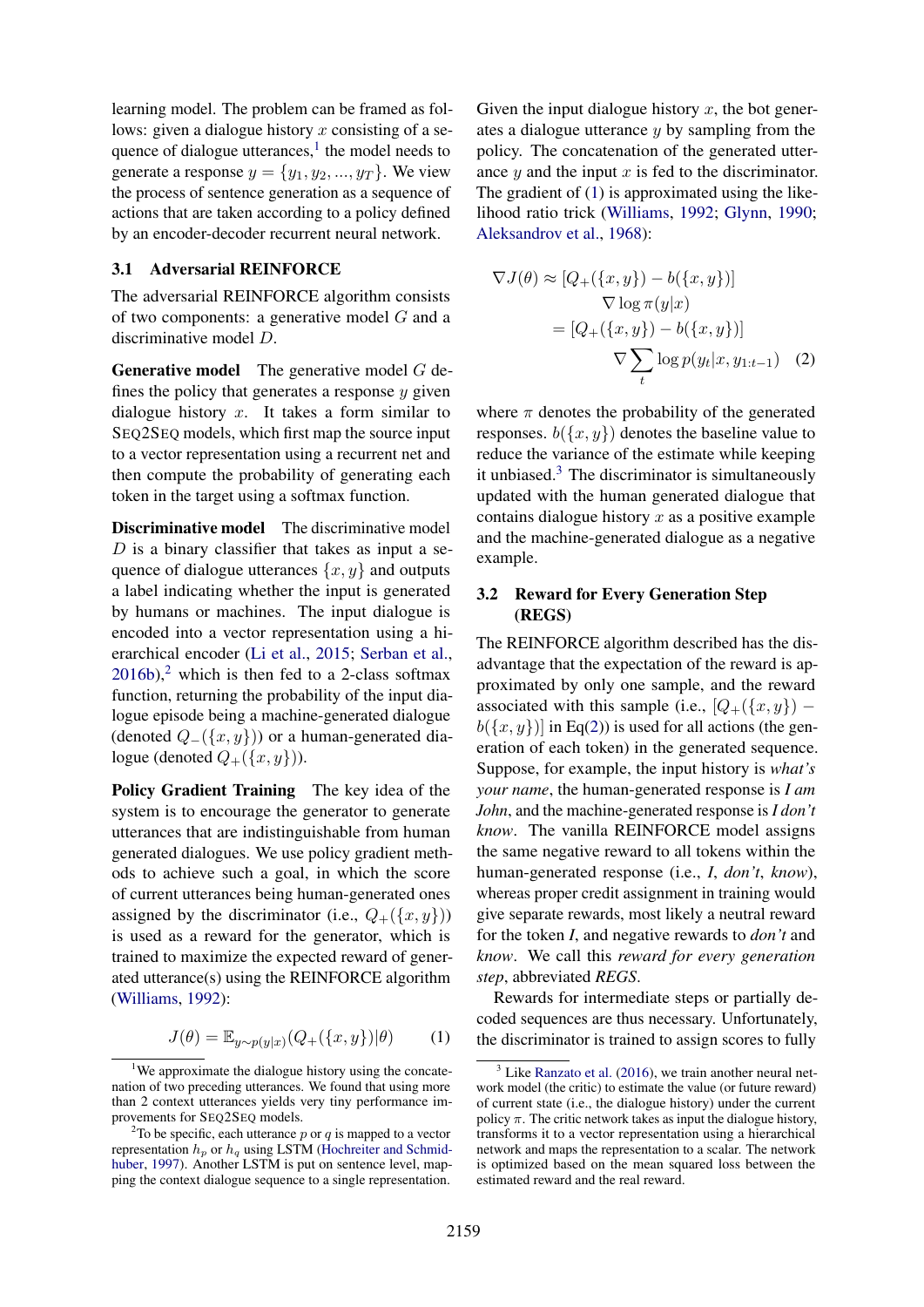learning model. The problem can be framed as follows: given a dialogue history $x$ consisting of a sequence of dialogue utterances,[1] the model needs to generate a response $y = \{y_1, y_2, ..., y_T\}$. We view the process of sentence generation as a sequence of actions that are taken according to a policy defined by an encoder-decoder recurrent neural network.

### 3.1 Adversarial REINFORCE

The adversarial REINFORCE algorithm consists of two components: a generative model $G$ and a discriminative model $D$.

**Generative model** The generative model $G$ defines the policy that generates a response $y$ given dialogue history $x$. It takes a form similar to SEQ2SEQ models, which first map the source input to a vector representation using a recurrent net and then compute the probability of generating each token in the target using a softmax function.

**Discriminative model** The discriminative model $D$ is a binary classifier that takes as input a sequence of dialogue utterances $\{x, y\}$ and outputs a label indicating whether the input is generated by humans or machines. The input dialogue is encoded into a vector representation using a hierarchical encoder (Li et al., 2015; Serban et al., 2016b),[2] which is then fed to a 2-class softmax function, returning the probability of the input dialogue episode being a machine-generated dialogue (denoted $Q_{-}(\{x, y\})$) or a human-generated dialogue (denoted $Q_{+}(\{x, y\})$).

**Policy Gradient Training** The key idea of the system is to encourage the generator to generate utterances that are indistinguishable from human generated dialogues. We use policy gradient methods to achieve such a goal, in which the score of current utterances being human-generated ones assigned by the discriminator (i.e., $Q_{+}(\{x, y\})$) is used as a reward for the generator, which is trained to maximize the expected reward of generated utterance(s) using the REINFORCE algorithm (Williams, 1992):

$$J(\theta) = \mathbb{E}_{y \sim p(y|x)}(Q_{+}(\{x, y\})|\theta) \quad (1)$$

Given the input dialogue history $x$, the bot generates a dialogue utterance $y$ by sampling from the policy. The concatenation of the generated utterance $y$ and the input $x$ is fed to the discriminator. The gradient of (1) is approximated using the likelihood ratio trick (Williams, 1992; Glynn, 1990; Aleksandrov et al., 1968):

$$\begin{aligned}
\nabla J(\theta) &\approx [Q_{+}(\{x, y\}) - b(\{x, y\})] \\
&\qquad \nabla \log \pi(y|x) \\
&= [Q_{+}(\{x, y\}) - b(\{x, y\})] \\
&\qquad \nabla \sum_t \log p(y_t|x, y_{1:t-1}) \quad (2)
\end{aligned}$$

where $\pi$ denotes the probability of the generated responses. $b(\{x, y\})$ denotes the baseline value to reduce the variance of the estimate while keeping it unbiased.[3] The discriminator is simultaneously updated with the human generated dialogue that contains dialogue history $x$ as a positive example and the machine-generated dialogue as a negative example.

### 3.2 Reward for Every Generation Step (REGS)

The REINFORCE algorithm described has the disadvantage that the expectation of the reward is approximated by only one sample, and the reward associated with this sample (i.e., $[Q_{+}(\{x, y\}) - b(\{x, y\})]$ in Eq(2)) is used for all actions (the generation of each token) in the generated sequence. Suppose, for example, the input history is *what's your name*, the human-generated response is *I am John*, and the machine-generated response is *I don't know*. The vanilla REINFORCE model assigns the same negative reward to all tokens within the human-generated response (i.e., *I*, *don't*, *know*), whereas proper credit assignment in training would give separate rewards, most likely a neutral reward for the token *I*, and negative rewards to *don't* and *know*. We call this *reward for every generation step*, abbreviated *REGS*.

Rewards for intermediate steps or partially decoded sequences are thus necessary. Unfortunately, the discriminator is trained to assign scores to fully

[1] We approximate the dialogue history using the concatenation of two preceding utterances. We found that using more than 2 context utterances yields very tiny performance improvements for SEQ2SEQ models.

[2] To be specific, each utterance $p$ or $q$ is mapped to a vector representation $h_p$ or $h_q$ using LSTM (Hochreiter and Schmidhuber, 1997). Another LSTM is put on sentence level, mapping the context dialogue sequence to a single representation.

[3] Like Ranzato et al. (2016), we train another neural network model (the critic) to estimate the value (or future reward) of current state (i.e., the dialogue history) under the current policy $\pi$. The critic network takes as input the dialogue history, transforms it to a vector representation using a hierarchical network and maps the representation to a scalar. The network is optimized based on the mean squared loss between the estimated reward and the real reward.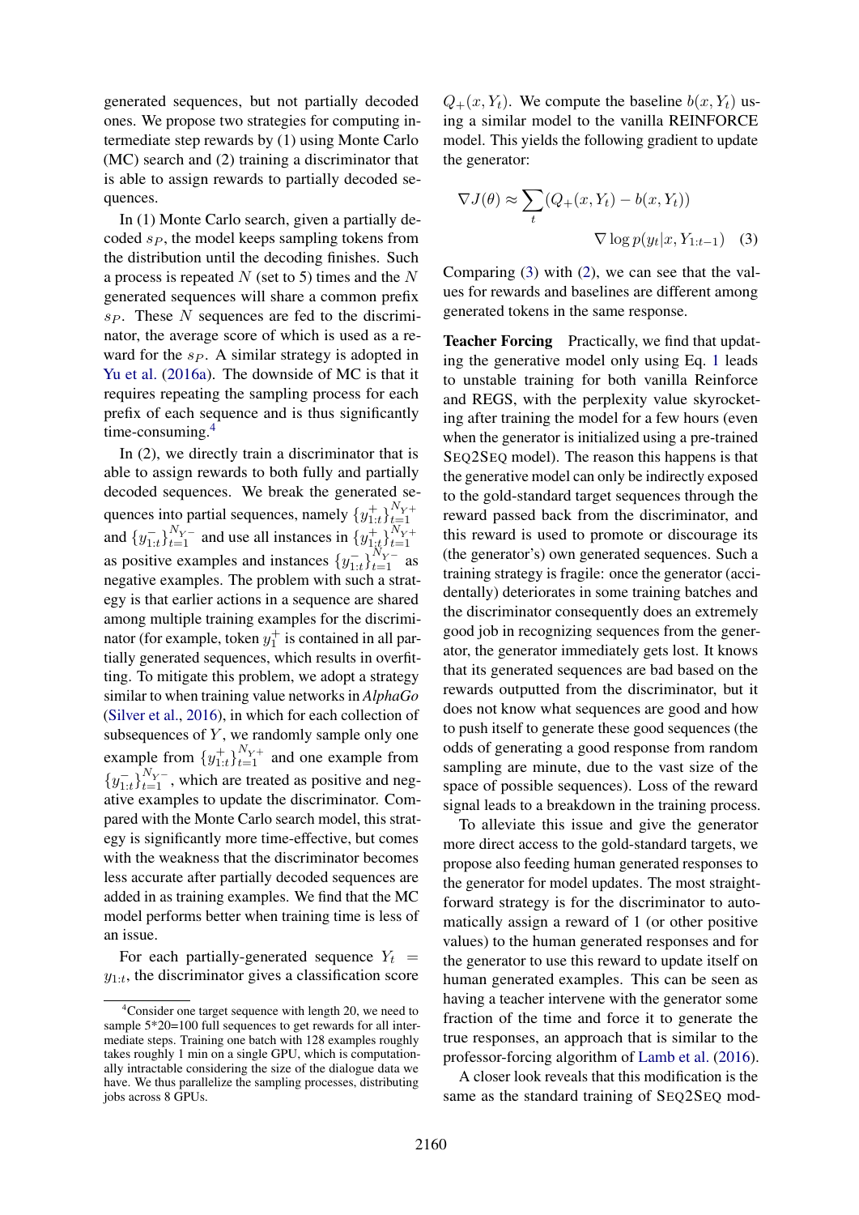generated sequences, but not partially decoded ones. We propose two strategies for computing intermediate step rewards by (1) using Monte Carlo (MC) search and (2) training a discriminator that is able to assign rewards to partially decoded sequences.

In (1) Monte Carlo search, given a partially decoded $s_P$, the model keeps sampling tokens from the distribution until the decoding finishes. Such a process is repeated $N$ (set to 5) times and the $N$ generated sequences will share a common prefix $s_P$. These $N$ sequences are fed to the discriminator, the average score of which is used as a reward for the $s_P$. A similar strategy is adopted in Yu et al. (2016a). The downside of MC is that it requires repeating the sampling process for each prefix of each sequence and is thus significantly time-consuming.[4]

In (2), we directly train a discriminator that is able to assign rewards to both fully and partially decoded sequences. We break the generated sequences into partial sequences, namely $\{y^+_{1:t}\}_{t=1}^{N_{Y+}}$ and $\{y^-_{1:t}\}_{t=1}^{N_{Y-}}$ and use all instances in $\{y^+_{1:t}\}_{t=1}^{N_{Y+}}$ as positive examples and instances $\{y^-_{1:t}\}_{t=1}^{N_{Y-}}$ as negative examples. The problem with such a strategy is that earlier actions in a sequence are shared among multiple training examples for the discriminator (for example, token $y^+_1$ is contained in all partially generated sequences, which results in overfitting. To mitigate this problem, we adopt a strategy similar to when training value networks in *AlphaGo* (Silver et al., 2016), in which for each collection of subsequences of $Y$, we randomly sample only one example from $\{y^+_{1:t}\}_{t=1}^{N_{Y+}}$ and one example from $\{y^-_{1:t}\}_{t=1}^{N_{Y-}}$, which are treated as positive and negative examples to update the discriminator. Compared with the Monte Carlo search model, this strategy is significantly more time-effective, but comes with the weakness that the discriminator becomes less accurate after partially decoded sequences are added in as training examples. We find that the MC model performs better when training time is less of an issue.

For each partially-generated sequence $Y_t = y_{1:t}$, the discriminator gives a classification score $Q_+(x, Y_t)$. We compute the baseline $b(x, Y_t)$ using a similar model to the vanilla REINFORCE model. This yields the following gradient to update the generator:

$$\nabla J(\theta) \approx \sum_t (Q_+(x, Y_t) - b(x, Y_t)) \nabla \log p(y_t | x, Y_{1:t-1}) \quad (3)$$

Comparing (3) with (2), we can see that the values for rewards and baselines are different among generated tokens in the same response.

**Teacher Forcing** Practically, we find that updating the generative model only using Eq. 1 leads to unstable training for both vanilla Reinforce and REGS, with the perplexity value skyrocketing after training the model for a few hours (even when the generator is initialized using a pre-trained SEQ2SEQ model). The reason this happens is that the generative model can only be indirectly exposed to the gold-standard target sequences through the reward passed back from the discriminator, and this reward is used to promote or discourage its (the generator's) own generated sequences. Such a training strategy is fragile: once the generator (accidentally) deteriorates in some training batches and the discriminator consequently does an extremely good job in recognizing sequences from the generator, the generator immediately gets lost. It knows that its generated sequences are bad based on the rewards outputted from the discriminator, but it does not know what sequences are good and how to push itself to generate these good sequences (the odds of generating a good response from random sampling are minute, due to the vast size of the space of possible sequences). Loss of the reward signal leads to a breakdown in the training process.

To alleviate this issue and give the generator more direct access to the gold-standard targets, we propose also feeding human generated responses to the generator for model updates. The most straightforward strategy is for the discriminator to automatically assign a reward of 1 (or other positive values) to the human generated responses and for the generator to use this reward to update itself on human generated examples. This can be seen as having a teacher intervene with the generator some fraction of the time and force it to generate the true responses, an approach that is similar to the professor-forcing algorithm of Lamb et al. (2016).

A closer look reveals that this modification is the same as the standard training of SEQ2SEQ mod-

[4] Consider one target sequence with length 20, we need to sample 5*20=100 full sequences to get rewards for all intermediate steps. Training one batch with 128 examples roughly takes roughly 1 min on a single GPU, which is computationally intractable considering the size of the dialogue data we have. We thus parallelize the sampling processes, distributing jobs across 8 GPUs.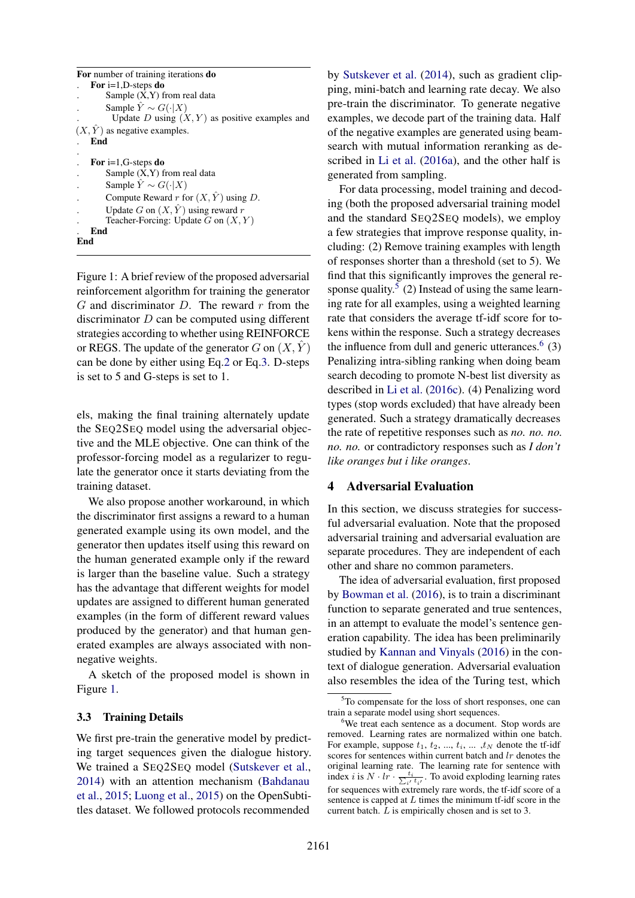```
For number of training iterations do
.   For i=1,D-steps do
.       Sample (X,Y) from real data
.       Sample Ŷ ~ G(·|X)
.       Update D using (X, Y) as positive examples and
(X, Ŷ) as negative examples.
.   End
.
.   For i=1,G-steps do
.       Sample (X,Y) from real data
.       Sample Ŷ ~ G(·|X)
.       Compute Reward r for (X, Ŷ) using D.
.       Update G on (X, Ŷ) using reward r
.       Teacher-Forcing: Update G on (X, Y)
.   End
End
```

Figure 1: A brief review of the proposed adversarial reinforcement algorithm for training the generator $G$ and discriminator $D$. The reward $r$ from the discriminator $D$ can be computed using different strategies according to whether using REINFORCE or REGS. The update of the generator $G$ on $(X, \hat{Y})$ can be done by either using Eq.2 or Eq.3. D-steps is set to 5 and G-steps is set to 1.

els, making the final training alternately update the SEQ2SEQ model using the adversarial objective and the MLE objective. One can think of the professor-forcing model as a regularizer to regulate the generator once it starts deviating from the training dataset.

We also propose another workaround, in which the discriminator first assigns a reward to a human generated example using its own model, and the generator then updates itself using this reward on the human generated example only if the reward is larger than the baseline value. Such a strategy has the advantage that different weights for model updates are assigned to different human generated examples (in the form of different reward values produced by the generator) and that human generated examples are always associated with non-negative weights.

A sketch of the proposed model is shown in Figure 1.

### 3.3 Training Details

We first pre-train the generative model by predicting target sequences given the dialogue history. We trained a SEQ2SEQ model (Sutskever et al., 2014) with an attention mechanism (Bahdanau et al., 2015; Luong et al., 2015) on the OpenSubtitles dataset. We followed protocols recommended by Sutskever et al. (2014), such as gradient clipping, mini-batch and learning rate decay. We also pre-train the discriminator. To generate negative examples, we decode part of the training data. Half of the negative examples are generated using beam-search with mutual information reranking as described in Li et al. (2016a), and the other half is generated from sampling.

For data processing, model training and decoding (both the proposed adversarial training model and the standard SEQ2SEQ models), we employ a few strategies that improve response quality, including: (2) Remove training examples with length of responses shorter than a threshold (set to 5). We find that this significantly improves the general response quality.[5] (2) Instead of using the same learning rate for all examples, using a weighted learning rate that considers the average tf-idf score for tokens within the response. Such a strategy decreases the influence from dull and generic utterances.[6] (3) Penalizing intra-sibling ranking when doing beam search decoding to promote N-best list diversity as described in Li et al. (2016c). (4) Penalizing word types (stop words excluded) that have already been generated. Such a strategy dramatically decreases the rate of repetitive responses such as *no. no. no. no. no.* or contradictory responses such as *I don't like oranges but i like oranges*.

## 4 Adversarial Evaluation

In this section, we discuss strategies for successful adversarial evaluation. Note that the proposed adversarial training and adversarial evaluation are separate procedures. They are independent of each other and share no common parameters.

The idea of adversarial evaluation, first proposed by Bowman et al. (2016), is to train a discriminant function to separate generated and true sentences, in an attempt to evaluate the model's sentence generation capability. The idea has been preliminarily studied by Kannan and Vinyals (2016) in the context of dialogue generation. Adversarial evaluation also resembles the idea of the Turing test, which

[5] To compensate for the loss of short responses, one can train a separate model using short sequences.

[6] We treat each sentence as a document. Stop words are removed. Learning rates are normalized within one batch. For example, suppose $t_1$, $t_2$, ..., $t_i$, ... ,$t_N$ denote the tf-idf scores for sentences within current batch and $lr$ denotes the original learning rate. The learning rate for sentence with index $i$ is $N \cdot lr \cdot \frac{t_i}{\sum_{i'} t_{i'}}$. To avoid exploding learning rates for sequences with extremely rare words, the tf-idf score of a sentence is capped at $L$ times the minimum tf-idf score in the current batch. $L$ is empirically chosen and is set to 3.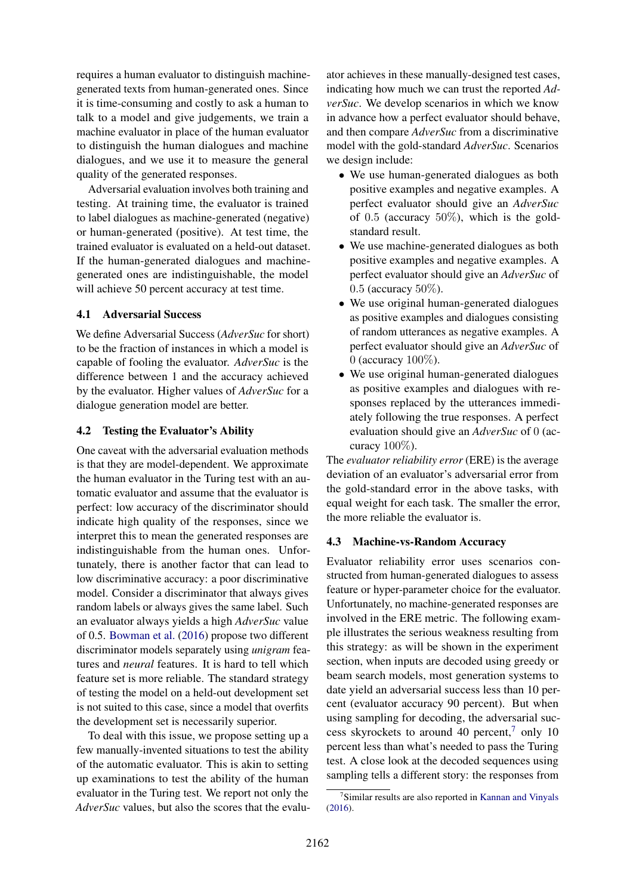requires a human evaluator to distinguish machine-generated texts from human-generated ones. Since it is time-consuming and costly to ask a human to talk to a model and give judgements, we train a machine evaluator in place of the human evaluator to distinguish the human dialogues and machine dialogues, and we use it to measure the general quality of the generated responses.

Adversarial evaluation involves both training and testing. At training time, the evaluator is trained to label dialogues as machine-generated (negative) or human-generated (positive). At test time, the trained evaluator is evaluated on a held-out dataset. If the human-generated dialogues and machine-generated ones are indistinguishable, the model will achieve 50 percent accuracy at test time.

### 4.1 Adversarial Success

We define Adversarial Success (*AdverSuc* for short) to be the fraction of instances in which a model is capable of fooling the evaluator. *AdverSuc* is the difference between 1 and the accuracy achieved by the evaluator. Higher values of *AdverSuc* for a dialogue generation model are better.

### 4.2 Testing the Evaluator's Ability

One caveat with the adversarial evaluation methods is that they are model-dependent. We approximate the human evaluator in the Turing test with an automatic evaluator and assume that the evaluator is perfect: low accuracy of the discriminator should indicate high quality of the responses, since we interpret this to mean the generated responses are indistinguishable from the human ones. Unfortunately, there is another factor that can lead to low discriminative accuracy: a poor discriminative model. Consider a discriminator that always gives random labels or always gives the same label. Such an evaluator always yields a high *AdverSuc* value of 0.5. Bowman et al. (2016) propose two different discriminator models separately using *unigram* features and *neural* features. It is hard to tell which feature set is more reliable. The standard strategy of testing the model on a held-out development set is not suited to this case, since a model that overfits the development set is necessarily superior.

To deal with this issue, we propose setting up a few manually-invented situations to test the ability of the automatic evaluator. This is akin to setting up examinations to test the ability of the human evaluator in the Turing test. We report not only the *AdverSuc* values, but also the scores that the evaluator achieves in these manually-designed test cases, indicating how much we can trust the reported *AdverSuc*. We develop scenarios in which we know in advance how a perfect evaluator should behave, and then compare *AdverSuc* from a discriminative model with the gold-standard *AdverSuc*. Scenarios we design include:

- We use human-generated dialogues as both positive examples and negative examples. A perfect evaluator should give an *AdverSuc* of $0.5$ (accuracy $50\%$), which is the gold-standard result.
- We use machine-generated dialogues as both positive examples and negative examples. A perfect evaluator should give an *AdverSuc* of $0.5$ (accuracy $50\%$).
- We use original human-generated dialogues as positive examples and dialogues consisting of random utterances as negative examples. A perfect evaluator should give an *AdverSuc* of $0$ (accuracy $100\%$).
- We use original human-generated dialogues as positive examples and dialogues with responses replaced by the utterances immediately following the true responses. A perfect evaluation should give an *AdverSuc* of $0$ (accuracy $100\%$).

The *evaluator reliability error* (ERE) is the average deviation of an evaluator's adversarial error from the gold-standard error in the above tasks, with equal weight for each task. The smaller the error, the more reliable the evaluator is.

### 4.3 Machine-vs-Random Accuracy

Evaluator reliability error uses scenarios constructed from human-generated dialogues to assess feature or hyper-parameter choice for the evaluator. Unfortunately, no machine-generated responses are involved in the ERE metric. The following example illustrates the serious weakness resulting from this strategy: as will be shown in the experiment section, when inputs are decoded using greedy or beam search models, most generation systems to date yield an adversarial success less than 10 percent (evaluator accuracy 90 percent). But when using sampling for decoding, the adversarial success skyrockets to around 40 percent,[7] only 10 percent less than what's needed to pass the Turing test. A close look at the decoded sequences using sampling tells a different story: the responses from

[7] Similar results are also reported in Kannan and Vinyals (2016).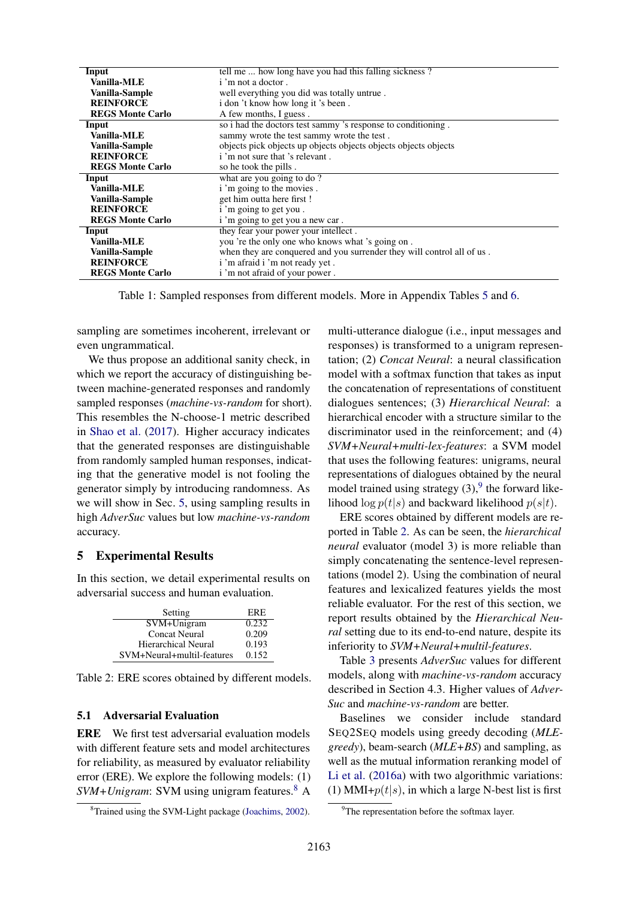| | |
|---|---|
| **Input** | tell me ... how long have you had this falling sickness ? |
| **Vanilla-MLE** | i 'm not a doctor . |
| **Vanilla-Sample** | well everything you did was totally untrue . |
| **REINFORCE** | i don 't know how long it 's been . |
| **REGS Monte Carlo** | A few months, I guess . |
| **Input** | so i had the doctors test sammy 's response to conditioning . |
| **Vanilla-MLE** | sammy wrote the test sammy wrote the test . |
| **Vanilla-Sample** | objects pick objects up objects objects objects objects objects |
| **REINFORCE** | i 'm not sure that 's relevant . |
| **REGS Monte Carlo** | so he took the pills . |
| **Input** | what are you going to do ? |
| **Vanilla-MLE** | i 'm going to the movies . |
| **Vanilla-Sample** | get him outta here first ! |
| **REINFORCE** | i 'm going to get you . |
| **REGS Monte Carlo** | i 'm going to get you a new car . |
| **Input** | they fear your power your intellect . |
| **Vanilla-MLE** | you 're the only one who knows what 's going on . |
| **Vanilla-Sample** | when they are conquered and you surrender they will control all of us . |
| **REINFORCE** | i 'm afraid i 'm not ready yet . |
| **REGS Monte Carlo** | i 'm not afraid of your power . |

Table 1: Sampled responses from different models. More in Appendix Tables 5 and 6.

sampling are sometimes incoherent, irrelevant or even ungrammatical.

We thus propose an additional sanity check, in which we report the accuracy of distinguishing between machine-generated responses and randomly sampled responses (*machine-vs-random* for short). This resembles the N-choose-1 metric described in Shao et al. (2017). Higher accuracy indicates that the generated responses are distinguishable from randomly sampled human responses, indicating that the generative model is not fooling the generator simply by introducing randomness. As we will show in Sec. 5, using sampling results in high *AdverSuc* values but low *machine-vs-random* accuracy.

## 5 Experimental Results

In this section, we detail experimental results on adversarial success and human evaluation.

| Setting | ERE |
|---|---|
| SVM+Unigram | 0.232 |
| Concat Neural | 0.209 |
| Hierarchical Neural | 0.193 |
| SVM+Neural+multil-features | 0.152 |

Table 2: ERE scores obtained by different models.

### 5.1 Adversarial Evaluation

**ERE** We first test adversarial evaluation models with different feature sets and model architectures for reliability, as measured by evaluator reliability error (ERE). We explore the following models: (1) *SVM+Unigram*: SVM using unigram features.[8] A multi-utterance dialogue (i.e., input messages and responses) is transformed to a unigram representation; (2) *Concat Neural*: a neural classification model with a softmax function that takes as input the concatenation of representations of constituent dialogues sentences; (3) *Hierarchical Neural*: a hierarchical encoder with a structure similar to the discriminator used in the reinforcement; and (4) *SVM+Neural+multi-lex-features*: a SVM model that uses the following features: unigrams, neural representations of dialogues obtained by the neural model trained using strategy (3),[9] the forward likelihood $\log p(t|s)$ and backward likelihood $p(s|t)$.

ERE scores obtained by different models are reported in Table 2. As can be seen, the *hierarchical neural* evaluator (model 3) is more reliable than simply concatenating the sentence-level representations (model 2). Using the combination of neural features and lexicalized features yields the most reliable evaluator. For the rest of this section, we report results obtained by the *Hierarchical Neural* setting due to its end-to-end nature, despite its inferiority to *SVM+Neural+multil-features*.

Table 3 presents *AdverSuc* values for different models, along with *machine-vs-random* accuracy described in Section 4.3. Higher values of *AdverSuc* and *machine-vs-random* are better.

Baselines we consider include standard SEQ2SEQ models using greedy decoding (*MLE-greedy*), beam-search (*MLE+BS*) and sampling, as well as the mutual information reranking model of Li et al. (2016a) with two algorithmic variations: (1) MMI+$p(t|s)$, in which a large N-best list is first

[8] Trained using the SVM-Light package (Joachims, 2002).

[9] The representation before the softmax layer.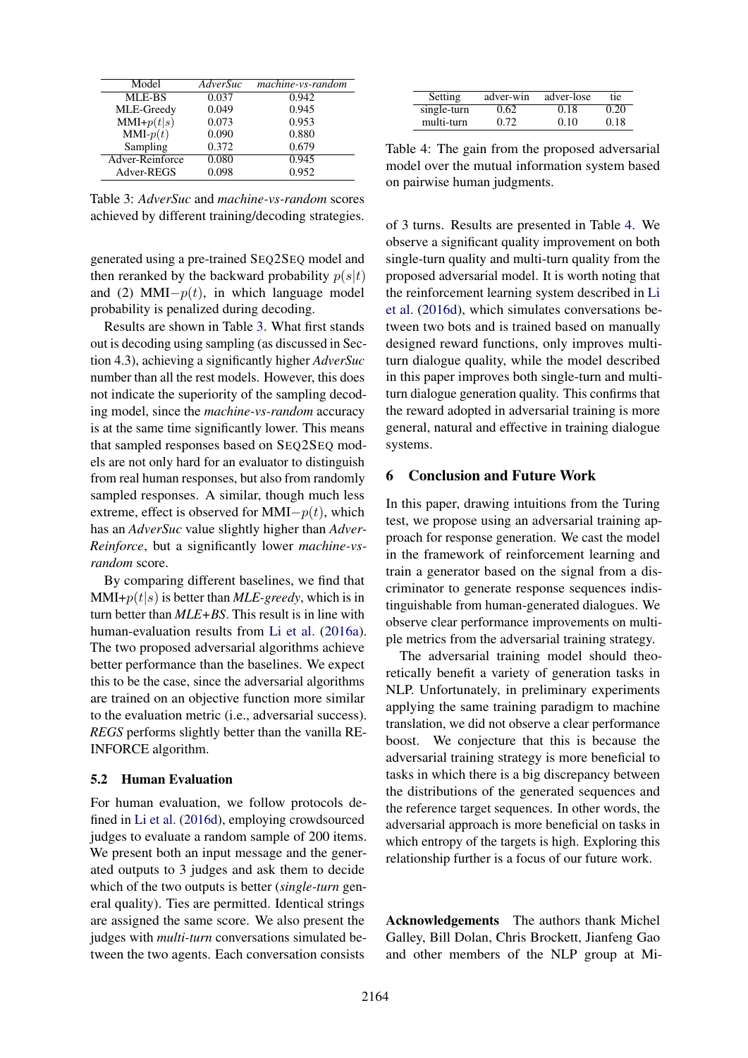| Model | *AdverSuc* | *machine-vs-random* |
|---|---|---|
| MLE-BS | 0.037 | 0.942 |
| MLE-Greedy | 0.049 | 0.945 |
| MMI+$p(t\|s)$ | 0.073 | 0.953 |
| MMI-$p(t)$ | 0.090 | 0.880 |
| Sampling | 0.372 | 0.679 |
| Adver-Reinforce | 0.080 | 0.945 |
| Adver-REGS | 0.098 | 0.952 |

Table 3: *AdverSuc* and *machine-vs-random* scores achieved by different training/decoding strategies.

generated using a pre-trained SEQ2SEQ model and then reranked by the backward probability $p(s|t)$ and (2) MMI$-p(t)$, in which language model probability is penalized during decoding.

Results are shown in Table 3. What first stands out is decoding using sampling (as discussed in Section 4.3), achieving a significantly higher *AdverSuc* number than all the rest models. However, this does not indicate the superiority of the sampling decoding model, since the *machine-vs-random* accuracy is at the same time significantly lower. This means that sampled responses based on SEQ2SEQ models are not only hard for an evaluator to distinguish from real human responses, but also from randomly sampled responses. A similar, though much less extreme, effect is observed for MMI$-p(t)$, which has an *AdverSuc* value slightly higher than *Adver-Reinforce*, but a significantly lower *machine-vs-random* score.

By comparing different baselines, we find that MMI+$p(t|s)$ is better than *MLE-greedy*, which is in turn better than *MLE+BS*. This result is in line with human-evaluation results from Li et al. (2016a). The two proposed adversarial algorithms achieve better performance than the baselines. We expect this to be the case, since the adversarial algorithms are trained on an objective function more similar to the evaluation metric (i.e., adversarial success). *REGS* performs slightly better than the vanilla REINFORCE algorithm.

### 5.2 Human Evaluation

For human evaluation, we follow protocols defined in Li et al. (2016d), employing crowdsourced judges to evaluate a random sample of 200 items. We present both an input message and the generated outputs to 3 judges and ask them to decide which of the two outputs is better (*single-turn* general quality). Ties are permitted. Identical strings are assigned the same score. We also present the judges with *multi-turn* conversations simulated between the two agents. Each conversation consists of 3 turns. Results are presented in Table 4. We observe a significant quality improvement on both single-turn quality and multi-turn quality from the proposed adversarial model. It is worth noting that the reinforcement learning system described in Li et al. (2016d), which simulates conversations between two bots and is trained based on manually designed reward functions, only improves multi-turn dialogue quality, while the model described in this paper improves both single-turn and multi-turn dialogue generation quality. This confirms that the reward adopted in adversarial training is more general, natural and effective in training dialogue systems.

| Setting | adver-win | adver-lose | tie |
|---|---|---|---|
| single-turn | 0.62 | 0.18 | 0.20 |
| multi-turn | 0.72 | 0.10 | 0.18 |

Table 4: The gain from the proposed adversarial model over the mutual information system based on pairwise human judgments.

## 6 Conclusion and Future Work

In this paper, drawing intuitions from the Turing test, we propose using an adversarial training approach for response generation. We cast the model in the framework of reinforcement learning and train a generator based on the signal from a discriminator to generate response sequences indistinguishable from human-generated dialogues. We observe clear performance improvements on multiple metrics from the adversarial training strategy.

The adversarial training model should theoretically benefit a variety of generation tasks in NLP. Unfortunately, in preliminary experiments applying the same training paradigm to machine translation, we did not observe a clear performance boost. We conjecture that this is because the adversarial training strategy is more beneficial to tasks in which there is a big discrepancy between the distributions of the generated sequences and the reference target sequences. In other words, the adversarial approach is more beneficial on tasks in which entropy of the targets is high. Exploring this relationship further is a focus of our future work.

**Acknowledgements** The authors thank Michel Galley, Bill Dolan, Chris Brockett, Jianfeng Gao and other members of the NLP group at Mi-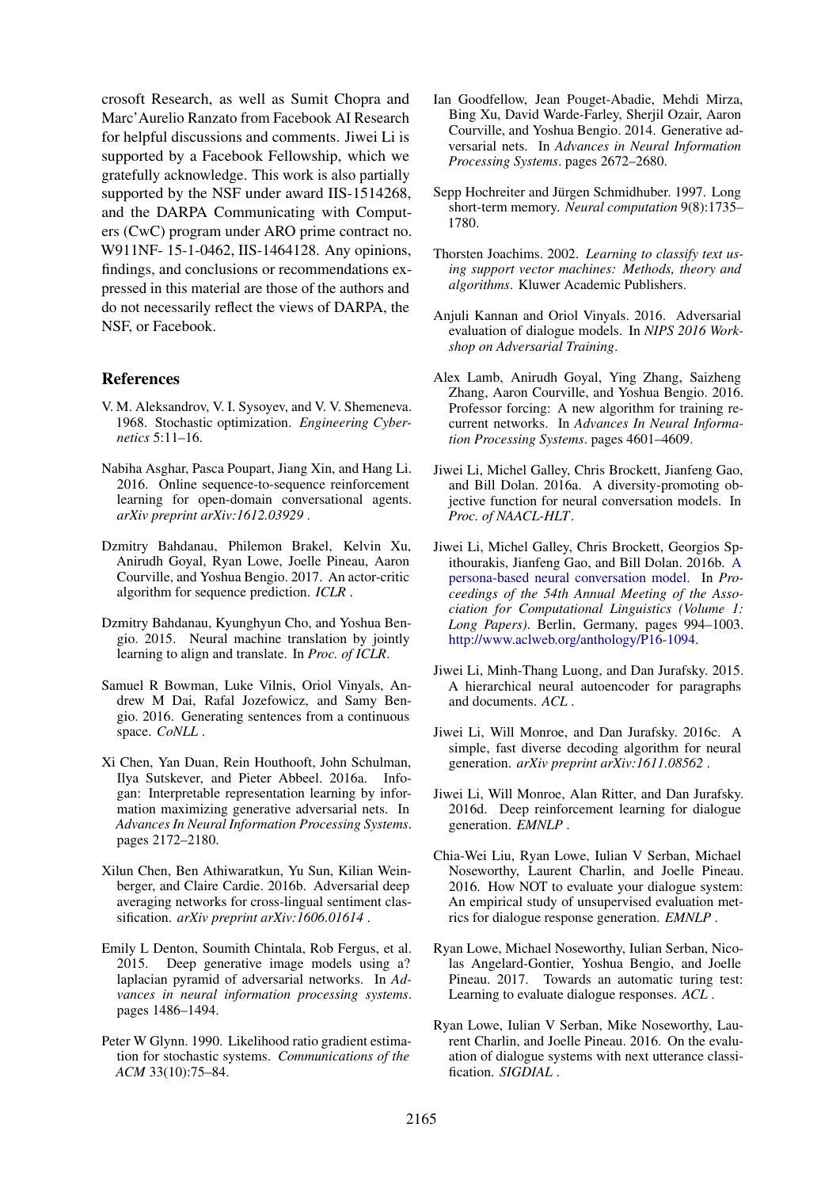crosoft Research, as well as Sumit Chopra and Marc'Aurelio Ranzato from Facebook AI Research for helpful discussions and comments. Jiwei Li is supported by a Facebook Fellowship, which we gratefully acknowledge. This work is also partially supported by the NSF under award IIS-1514268, and the DARPA Communicating with Computers (CwC) program under ARO prime contract no. W911NF- 15-1-0462, IIS-1464128. Any opinions, findings, and conclusions or recommendations expressed in this material are those of the authors and do not necessarily reflect the views of DARPA, the NSF, or Facebook.

## References

V. M. Aleksandrov, V. I. Sysoyev, and V. V. Shemeneva. 1968. Stochastic optimization. *Engineering Cybernetics* 5:11–16.

Nabiha Asghar, Pasca Poupart, Jiang Xin, and Hang Li. 2016. Online sequence-to-sequence reinforcement learning for open-domain conversational agents. *arXiv preprint arXiv:1612.03929* .

Dzmitry Bahdanau, Philemon Brakel, Kelvin Xu, Anirudh Goyal, Ryan Lowe, Joelle Pineau, Aaron Courville, and Yoshua Bengio. 2017. An actor-critic algorithm for sequence prediction. *ICLR* .

Dzmitry Bahdanau, Kyunghyun Cho, and Yoshua Bengio. 2015. Neural machine translation by jointly learning to align and translate. In *Proc. of ICLR*.

Samuel R Bowman, Luke Vilnis, Oriol Vinyals, Andrew M Dai, Rafal Jozefowicz, and Samy Bengio. 2016. Generating sentences from a continuous space. *CoNLL* .

Xi Chen, Yan Duan, Rein Houthooft, John Schulman, Ilya Sutskever, and Pieter Abbeel. 2016a. Infogan: Interpretable representation learning by information maximizing generative adversarial nets. In *Advances In Neural Information Processing Systems*. pages 2172–2180.

Xilun Chen, Ben Athiwaratkun, Yu Sun, Kilian Weinberger, and Claire Cardie. 2016b. Adversarial deep averaging networks for cross-lingual sentiment classification. *arXiv preprint arXiv:1606.01614* .

Emily L Denton, Soumith Chintala, Rob Fergus, et al. 2015. Deep generative image models using a? laplacian pyramid of adversarial networks. In *Advances in neural information processing systems*. pages 1486–1494.

Peter W Glynn. 1990. Likelihood ratio gradient estimation for stochastic systems. *Communications of the ACM* 33(10):75–84.

Ian Goodfellow, Jean Pouget-Abadie, Mehdi Mirza, Bing Xu, David Warde-Farley, Sherjil Ozair, Aaron Courville, and Yoshua Bengio. 2014. Generative adversarial nets. In *Advances in Neural Information Processing Systems*. pages 2672–2680.

Sepp Hochreiter and Jürgen Schmidhuber. 1997. Long short-term memory. *Neural computation* 9(8):1735–1780.

Thorsten Joachims. 2002. *Learning to classify text using support vector machines: Methods, theory and algorithms*. Kluwer Academic Publishers.

Anjuli Kannan and Oriol Vinyals. 2016. Adversarial evaluation of dialogue models. In *NIPS 2016 Workshop on Adversarial Training*.

Alex Lamb, Anirudh Goyal, Ying Zhang, Saizheng Zhang, Aaron Courville, and Yoshua Bengio. 2016. Professor forcing: A new algorithm for training recurrent networks. In *Advances In Neural Information Processing Systems*. pages 4601–4609.

Jiwei Li, Michel Galley, Chris Brockett, Jianfeng Gao, and Bill Dolan. 2016a. A diversity-promoting objective function for neural conversation models. In *Proc. of NAACL-HLT*.

Jiwei Li, Michel Galley, Chris Brockett, Georgios Spithourakis, Jianfeng Gao, and Bill Dolan. 2016b. A persona-based neural conversation model. In *Proceedings of the 54th Annual Meeting of the Association for Computational Linguistics (Volume 1: Long Papers)*. Berlin, Germany, pages 994–1003. http://www.aclweb.org/anthology/P16-1094.

Jiwei Li, Minh-Thang Luong, and Dan Jurafsky. 2015. A hierarchical neural autoencoder for paragraphs and documents. *ACL* .

Jiwei Li, Will Monroe, and Dan Jurafsky. 2016c. A simple, fast diverse decoding algorithm for neural generation. *arXiv preprint arXiv:1611.08562* .

Jiwei Li, Will Monroe, Alan Ritter, and Dan Jurafsky. 2016d. Deep reinforcement learning for dialogue generation. *EMNLP* .

Chia-Wei Liu, Ryan Lowe, Iulian V Serban, Michael Noseworthy, Laurent Charlin, and Joelle Pineau. 2016. How NOT to evaluate your dialogue system: An empirical study of unsupervised evaluation metrics for dialogue response generation. *EMNLP* .

Ryan Lowe, Michael Noseworthy, Iulian Serban, Nicolas Angelard-Gontier, Yoshua Bengio, and Joelle Pineau. 2017. Towards an automatic turing test: Learning to evaluate dialogue responses. *ACL* .

Ryan Lowe, Iulian V Serban, Mike Noseworthy, Laurent Charlin, and Joelle Pineau. 2016. On the evaluation of dialogue systems with next utterance classification. *SIGDIAL* .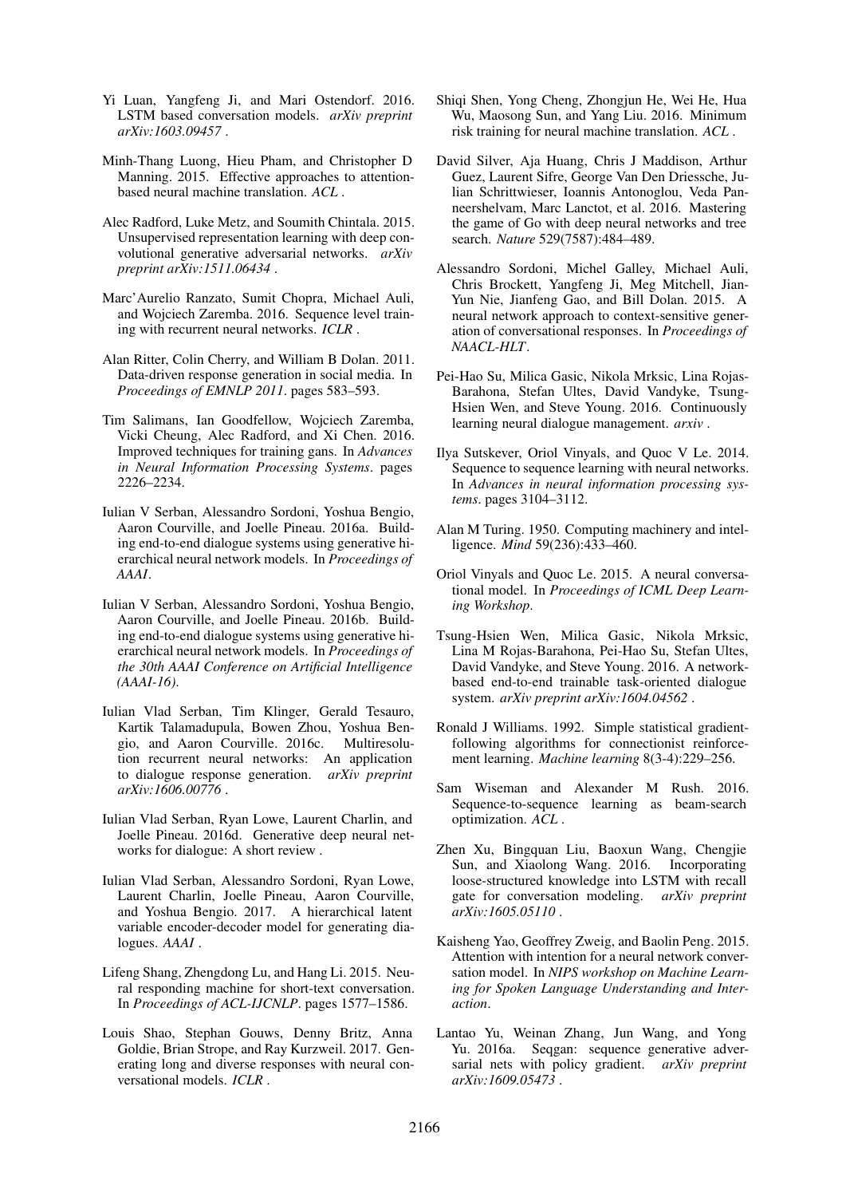Yi Luan, Yangfeng Ji, and Mari Ostendorf. 2016. LSTM based conversation models. *arXiv preprint arXiv:1603.09457* .

Minh-Thang Luong, Hieu Pham, and Christopher D Manning. 2015. Effective approaches to attention-based neural machine translation. *ACL* .

Alec Radford, Luke Metz, and Soumith Chintala. 2015. Unsupervised representation learning with deep convolutional generative adversarial networks. *arXiv preprint arXiv:1511.06434* .

Marc'Aurelio Ranzato, Sumit Chopra, Michael Auli, and Wojciech Zaremba. 2016. Sequence level training with recurrent neural networks. *ICLR* .

Alan Ritter, Colin Cherry, and William B Dolan. 2011. Data-driven response generation in social media. In *Proceedings of EMNLP 2011*. pages 583–593.

Tim Salimans, Ian Goodfellow, Wojciech Zaremba, Vicki Cheung, Alec Radford, and Xi Chen. 2016. Improved techniques for training gans. In *Advances in Neural Information Processing Systems*. pages 2226–2234.

Iulian V Serban, Alessandro Sordoni, Yoshua Bengio, Aaron Courville, and Joelle Pineau. 2016a. Building end-to-end dialogue systems using generative hierarchical neural network models. In *Proceedings of AAAI*.

Iulian V Serban, Alessandro Sordoni, Yoshua Bengio, Aaron Courville, and Joelle Pineau. 2016b. Building end-to-end dialogue systems using generative hierarchical neural network models. In *Proceedings of the 30th AAAI Conference on Artificial Intelligence (AAAI-16)*.

Iulian Vlad Serban, Tim Klinger, Gerald Tesauro, Kartik Talamadupula, Bowen Zhou, Yoshua Bengio, and Aaron Courville. 2016c. Multiresolution recurrent neural networks: An application to dialogue response generation. *arXiv preprint arXiv:1606.00776* .

Iulian Vlad Serban, Ryan Lowe, Laurent Charlin, and Joelle Pineau. 2016d. Generative deep neural networks for dialogue: A short review .

Iulian Vlad Serban, Alessandro Sordoni, Ryan Lowe, Laurent Charlin, Joelle Pineau, Aaron Courville, and Yoshua Bengio. 2017. A hierarchical latent variable encoder-decoder model for generating dialogues. *AAAI* .

Lifeng Shang, Zhengdong Lu, and Hang Li. 2015. Neural responding machine for short-text conversation. In *Proceedings of ACL-IJCNLP*. pages 1577–1586.

Louis Shao, Stephan Gouws, Denny Britz, Anna Goldie, Brian Strope, and Ray Kurzweil. 2017. Generating long and diverse responses with neural conversational models. *ICLR* .

Shiqi Shen, Yong Cheng, Zhongjun He, Wei He, Hua Wu, Maosong Sun, and Yang Liu. 2016. Minimum risk training for neural machine translation. *ACL* .

David Silver, Aja Huang, Chris J Maddison, Arthur Guez, Laurent Sifre, George Van Den Driessche, Julian Schrittwieser, Ioannis Antonoglou, Veda Panneershelvam, Marc Lanctot, et al. 2016. Mastering the game of Go with deep neural networks and tree search. *Nature* 529(7587):484–489.

Alessandro Sordoni, Michel Galley, Michael Auli, Chris Brockett, Yangfeng Ji, Meg Mitchell, Jian-Yun Nie, Jianfeng Gao, and Bill Dolan. 2015. A neural network approach to context-sensitive generation of conversational responses. In *Proceedings of NAACL-HLT*.

Pei-Hao Su, Milica Gasic, Nikola Mrksic, Lina Rojas-Barahona, Stefan Ultes, David Vandyke, Tsung-Hsien Wen, and Steve Young. 2016. Continuously learning neural dialogue management. *arxiv* .

Ilya Sutskever, Oriol Vinyals, and Quoc V Le. 2014. Sequence to sequence learning with neural networks. In *Advances in neural information processing systems*. pages 3104–3112.

Alan M Turing. 1950. Computing machinery and intelligence. *Mind* 59(236):433–460.

Oriol Vinyals and Quoc Le. 2015. A neural conversational model. In *Proceedings of ICML Deep Learning Workshop*.

Tsung-Hsien Wen, Milica Gasic, Nikola Mrksic, Lina M Rojas-Barahona, Pei-Hao Su, Stefan Ultes, David Vandyke, and Steve Young. 2016. A network-based end-to-end trainable task-oriented dialogue system. *arXiv preprint arXiv:1604.04562* .

Ronald J Williams. 1992. Simple statistical gradient-following algorithms for connectionist reinforcement learning. *Machine learning* 8(3-4):229–256.

Sam Wiseman and Alexander M Rush. 2016. Sequence-to-sequence learning as beam-search optimization. *ACL* .

Zhen Xu, Bingquan Liu, Baoxun Wang, Chengjie Sun, and Xiaolong Wang. 2016. Incorporating loose-structured knowledge into LSTM with recall gate for conversation modeling. *arXiv preprint arXiv:1605.05110* .

Kaisheng Yao, Geoffrey Zweig, and Baolin Peng. 2015. Attention with intention for a neural network conversation model. In *NIPS workshop on Machine Learning for Spoken Language Understanding and Interaction*.

Lantao Yu, Weinan Zhang, Jun Wang, and Yong Yu. 2016a. Seqgan: sequence generative adversarial nets with policy gradient. *arXiv preprint arXiv:1609.05473* .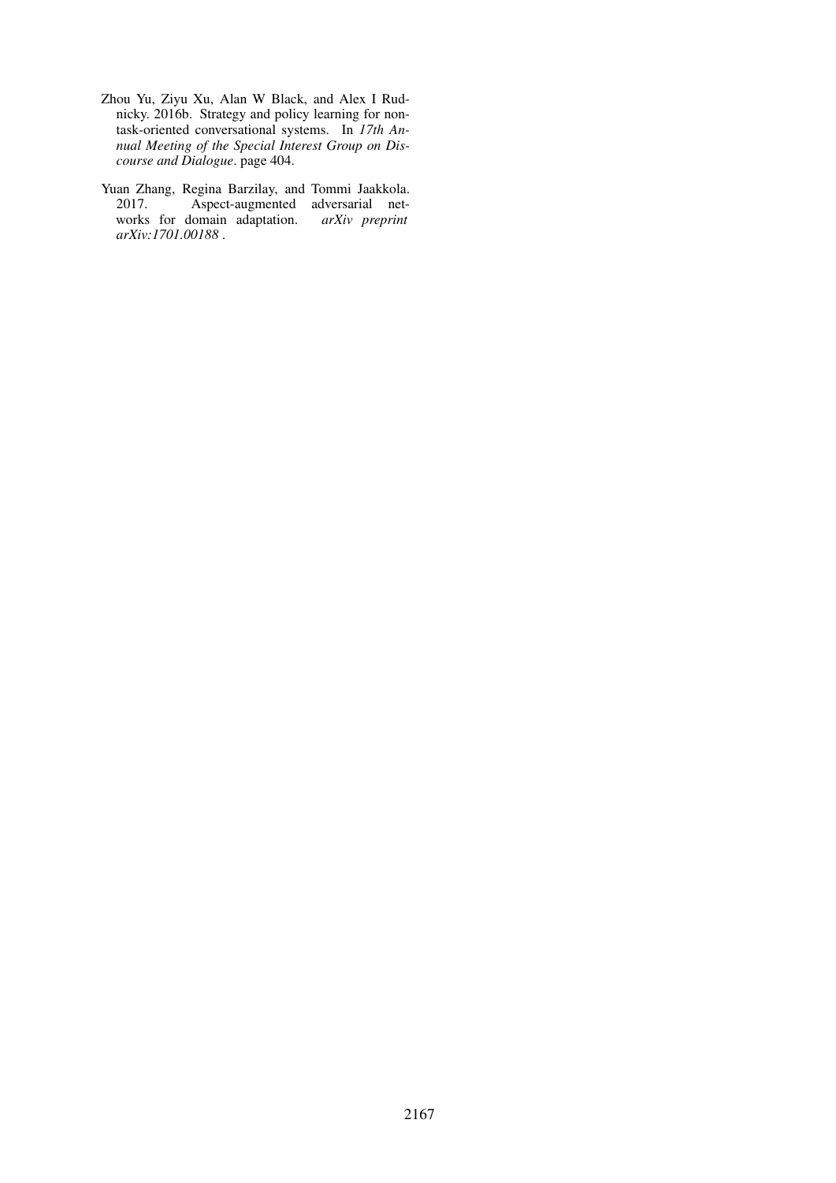Zhou Yu, Ziyu Xu, Alan W Black, and Alex I Rudnicky. 2016b. Strategy and policy learning for non-task-oriented conversational systems. In *17th Annual Meeting of the Special Interest Group on Discourse and Dialogue*. page 404.

Yuan Zhang, Regina Barzilay, and Tommi Jaakkola. 2017. Aspect-augmented adversarial networks for domain adaptation. *arXiv preprint arXiv:1701.00188* .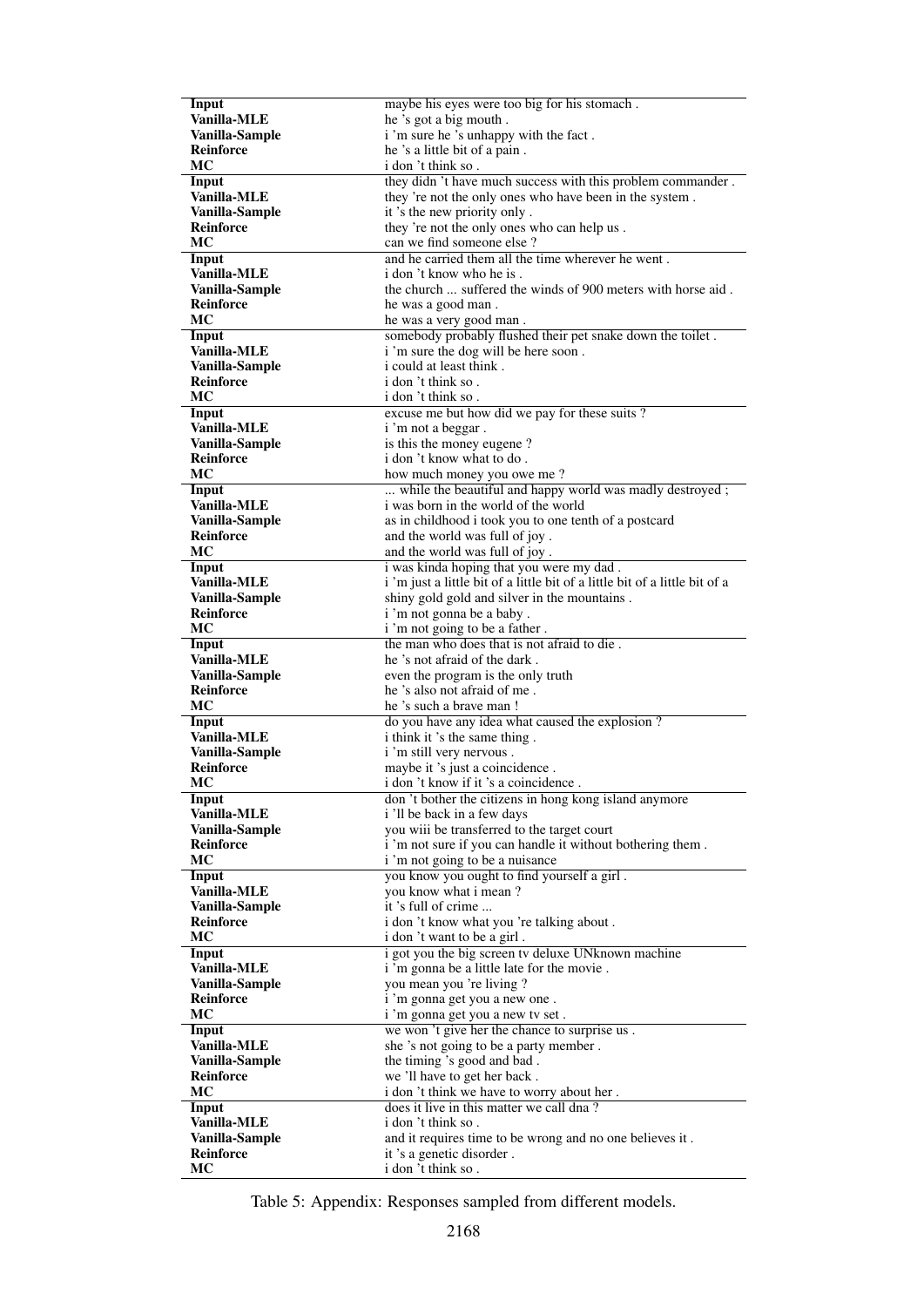| | |
|---|---|
| **Input** | maybe his eyes were too big for his stomach . |
| **Vanilla-MLE** | he 's got a big mouth . |
| **Vanilla-Sample** | i 'm sure he 's unhappy with the fact . |
| **Reinforce** | he 's a little bit of a pain . |
| **MC** | i don 't think so . |
| **Input** | they didn 't have much success with this problem commander . |
| **Vanilla-MLE** | they 're not the only ones who have been in the system . |
| **Vanilla-Sample** | it 's the new priority only . |
| **Reinforce** | they 're not the only ones who can help us . |
| **MC** | can we find someone else ? |
| **Input** | and he carried them all the time wherever he went . |
| **Vanilla-MLE** | i don 't know who he is . |
| **Vanilla-Sample** | the church ... suffered the winds of 900 meters with horse aid . |
| **Reinforce** | he was a good man . |
| **MC** | he was a very good man . |
| **Input** | somebody probably flushed their pet snake down the toilet . |
| **Vanilla-MLE** | i 'm sure the dog will be here soon . |
| **Vanilla-Sample** | i could at least think . |
| **Reinforce** | i don 't think so . |
| **MC** | i don 't think so . |
| **Input** | excuse me but how did we pay for these suits ? |
| **Vanilla-MLE** | i 'm not a beggar . |
| **Vanilla-Sample** | is this the money eugene ? |
| **Reinforce** | i don 't know what to do . |
| **MC** | how much money you owe me ? |
| **Input** | ... while the beautiful and happy world was madly destroyed ; |
| **Vanilla-MLE** | i was born in the world of the world |
| **Vanilla-Sample** | as in childhood i took you to one tenth of a postcard |
| **Reinforce** | and the world was full of joy . |
| **MC** | and the world was full of joy . |
| **Input** | i was kinda hoping that you were my dad . |
| **Vanilla-MLE** | i 'm just a little bit of a little bit of a little bit of a little bit of a |
| **Vanilla-Sample** | shiny gold gold and silver in the mountains . |
| **Reinforce** | i 'm not gonna be a baby . |
| **MC** | i 'm not going to be a father . |
| **Input** | the man who does that is not afraid to die . |
| **Vanilla-MLE** | he 's not afraid of the dark . |
| **Vanilla-Sample** | even the program is the only truth |
| **Reinforce** | he 's also not afraid of me . |
| **MC** | he 's such a brave man ! |
| **Input** | do you have any idea what caused the explosion ? |
| **Vanilla-MLE** | i think it 's the same thing . |
| **Vanilla-Sample** | i 'm still very nervous . |
| **Reinforce** | maybe it 's just a coincidence . |
| **MC** | i don 't know if it 's a coincidence . |
| **Input** | don 't bother the citizens in hong kong island anymore |
| **Vanilla-MLE** | i 'll be back in a few days |
| **Vanilla-Sample** | you wiii be transferred to the target court |
| **Reinforce** | i 'm not sure if you can handle it without bothering them . |
| **MC** | i 'm not going to be a nuisance |
| **Input** | you know you ought to find yourself a girl . |
| **Vanilla-MLE** | you know what i mean ? |
| **Vanilla-Sample** | it 's full of crime ... |
| **Reinforce** | i don 't know what you 're talking about . |
| **MC** | i don 't want to be a girl . |
| **Input** | i got you the big screen tv deluxe UNknown machine |
| **Vanilla-MLE** | i 'm gonna be a little late for the movie . |
| **Vanilla-Sample** | you mean you 're living ? |
| **Reinforce** | i 'm gonna get you a new one . |
| **MC** | i 'm gonna get you a new tv set . |
| **Input** | we won 't give her the chance to surprise us . |
| **Vanilla-MLE** | she 's not going to be a party member . |
| **Vanilla-Sample** | the timing 's good and bad . |
| **Reinforce** | we 'll have to get her back . |
| **MC** | i don 't think we have to worry about her . |
| **Input** | does it live in this matter we call dna ? |
| **Vanilla-MLE** | i don 't think so . |
| **Vanilla-Sample** | and it requires time to be wrong and no one believes it . |
| **Reinforce** | it 's a genetic disorder . |
| **MC** | i don 't think so . |

Table 5: Appendix: Responses sampled from different models.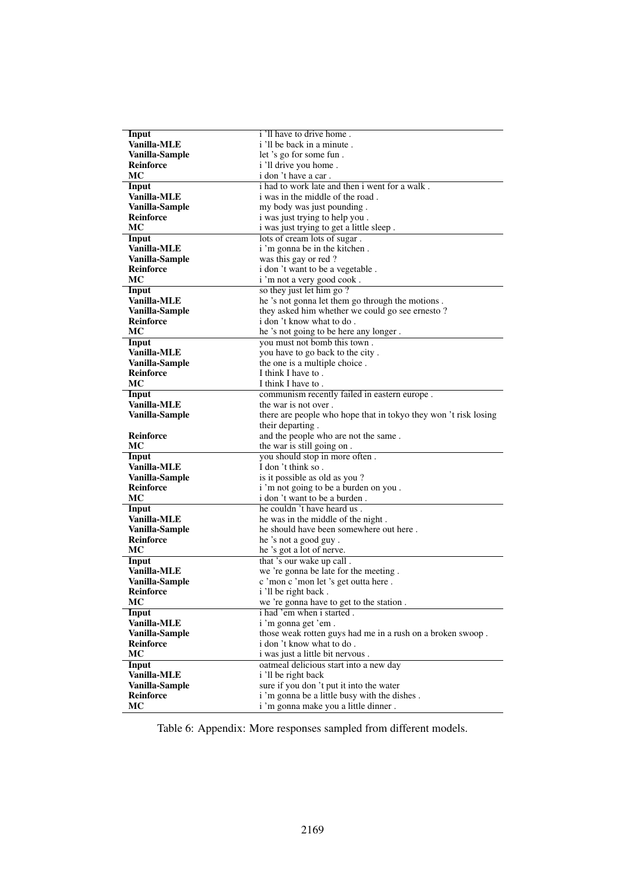| | |
|---|---|
| **Input** | i 'll have to drive home . |
| **Vanilla-MLE** | i 'll be back in a minute . |
| **Vanilla-Sample** | let 's go for some fun . |
| **Reinforce** | i 'll drive you home . |
| **MC** | i don 't have a car . |
| **Input** | i had to work late and then i went for a walk . |
| **Vanilla-MLE** | i was in the middle of the road . |
| **Vanilla-Sample** | my body was just pounding . |
| **Reinforce** | i was just trying to help you . |
| **MC** | i was just trying to get a little sleep . |
| **Input** | lots of cream lots of sugar . |
| **Vanilla-MLE** | i 'm gonna be in the kitchen . |
| **Vanilla-Sample** | was this gay or red ? |
| **Reinforce** | i don 't want to be a vegetable . |
| **MC** | i 'm not a very good cook . |
| **Input** | so they just let him go ? |
| **Vanilla-MLE** | he 's not gonna let them go through the motions . |
| **Vanilla-Sample** | they asked him whether we could go see ernesto ? |
| **Reinforce** | i don 't know what to do . |
| **MC** | he 's not going to be here any longer . |
| **Input** | you must not bomb this town . |
| **Vanilla-MLE** | you have to go back to the city . |
| **Vanilla-Sample** | the one is a multiple choice . |
| **Reinforce** | I think I have to . |
| **MC** | I think I have to . |
| **Input** | communism recently failed in eastern europe . |
| **Vanilla-MLE** | the war is not over . |
| **Vanilla-Sample** | there are people who hope that in tokyo they won 't risk losing their departing . |
| **Reinforce** | and the people who are not the same . |
| **MC** | the war is still going on . |
| **Input** | you should stop in more often . |
| **Vanilla-MLE** | I don 't think so . |
| **Vanilla-Sample** | is it possible as old as you ? |
| **Reinforce** | i 'm not going to be a burden on you . |
| **MC** | i don 't want to be a burden . |
| **Input** | he couldn 't have heard us . |
| **Vanilla-MLE** | he was in the middle of the night . |
| **Vanilla-Sample** | he should have been somewhere out here . |
| **Reinforce** | he 's not a good guy . |
| **MC** | he 's got a lot of nerve. |
| **Input** | that 's our wake up call . |
| **Vanilla-MLE** | we 're gonna be late for the meeting . |
| **Vanilla-Sample** | c 'mon c 'mon let 's get outta here . |
| **Reinforce** | i 'll be right back . |
| **MC** | we 're gonna have to get to the station . |
| **Input** | i had 'em when i started . |
| **Vanilla-MLE** | i 'm gonna get 'em . |
| **Vanilla-Sample** | those weak rotten guys had me in a rush on a broken swoop . |
| **Reinforce** | i don 't know what to do . |
| **MC** | i was just a little bit nervous . |
| **Input** | oatmeal delicious start into a new day |
| **Vanilla-MLE** | i 'll be right back |
| **Vanilla-Sample** | sure if you don 't put it into the water |
| **Reinforce** | i 'm gonna be a little busy with the dishes . |
| **MC** | i 'm gonna make you a little dinner . |

Table 6: Appendix: More responses sampled from different models.